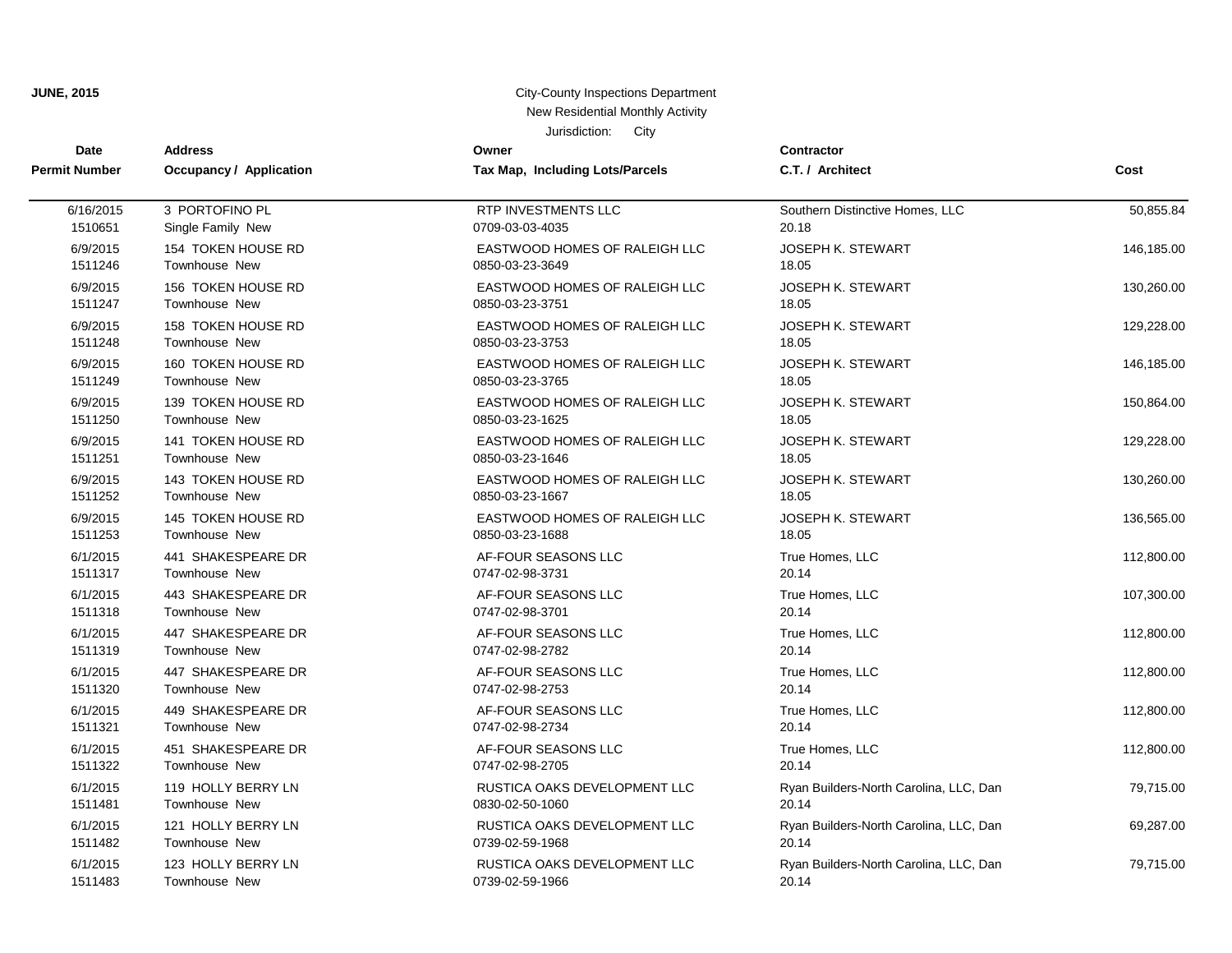**JUNE, 2015**

City-County Inspections Department

New Residential Monthly Activity

Jurisdiction: City

| Date / Permit Number | Address / Occupancy / Application | Owner / Tax Map, Including Lots/Parcels | Contractor / C.T. / Architect | Cost |
|---|---|---|---|---|
| 6/16/2015<br>1510651 | 3 PORTOFINO PL<br>Single Family New | RTP INVESTMENTS LLC<br>0709-03-03-4035 | Southern Distinctive Homes, LLC<br>20.18 | 50,855.84 |
| 6/9/2015<br>1511246 | 154 TOKEN HOUSE RD<br>Townhouse New | EASTWOOD HOMES OF RALEIGH LLC<br>0850-03-23-3649 | JOSEPH K. STEWART<br>18.05 | 146,185.00 |
| 6/9/2015<br>1511247 | 156 TOKEN HOUSE RD<br>Townhouse New | EASTWOOD HOMES OF RALEIGH LLC<br>0850-03-23-3751 | JOSEPH K. STEWART<br>18.05 | 130,260.00 |
| 6/9/2015<br>1511248 | 158 TOKEN HOUSE RD<br>Townhouse New | EASTWOOD HOMES OF RALEIGH LLC<br>0850-03-23-3753 | JOSEPH K. STEWART<br>18.05 | 129,228.00 |
| 6/9/2015<br>1511249 | 160 TOKEN HOUSE RD<br>Townhouse New | EASTWOOD HOMES OF RALEIGH LLC<br>0850-03-23-3765 | JOSEPH K. STEWART<br>18.05 | 146,185.00 |
| 6/9/2015<br>1511250 | 139 TOKEN HOUSE RD<br>Townhouse New | EASTWOOD HOMES OF RALEIGH LLC<br>0850-03-23-1625 | JOSEPH K. STEWART<br>18.05 | 150,864.00 |
| 6/9/2015<br>1511251 | 141 TOKEN HOUSE RD<br>Townhouse New | EASTWOOD HOMES OF RALEIGH LLC<br>0850-03-23-1646 | JOSEPH K. STEWART<br>18.05 | 129,228.00 |
| 6/9/2015<br>1511252 | 143 TOKEN HOUSE RD<br>Townhouse New | EASTWOOD HOMES OF RALEIGH LLC<br>0850-03-23-1667 | JOSEPH K. STEWART<br>18.05 | 130,260.00 |
| 6/9/2015<br>1511253 | 145 TOKEN HOUSE RD<br>Townhouse New | EASTWOOD HOMES OF RALEIGH LLC<br>0850-03-23-1688 | JOSEPH K. STEWART<br>18.05 | 136,565.00 |
| 6/1/2015<br>1511317 | 441 SHAKESPEARE DR<br>Townhouse New | AF-FOUR SEASONS LLC<br>0747-02-98-3731 | True Homes, LLC<br>20.14 | 112,800.00 |
| 6/1/2015<br>1511318 | 443 SHAKESPEARE DR<br>Townhouse New | AF-FOUR SEASONS LLC<br>0747-02-98-3701 | True Homes, LLC<br>20.14 | 107,300.00 |
| 6/1/2015<br>1511319 | 447 SHAKESPEARE DR<br>Townhouse New | AF-FOUR SEASONS LLC<br>0747-02-98-2782 | True Homes, LLC<br>20.14 | 112,800.00 |
| 6/1/2015<br>1511320 | 447 SHAKESPEARE DR<br>Townhouse New | AF-FOUR SEASONS LLC<br>0747-02-98-2753 | True Homes, LLC<br>20.14 | 112,800.00 |
| 6/1/2015<br>1511321 | 449 SHAKESPEARE DR<br>Townhouse New | AF-FOUR SEASONS LLC<br>0747-02-98-2734 | True Homes, LLC<br>20.14 | 112,800.00 |
| 6/1/2015<br>1511322 | 451 SHAKESPEARE DR<br>Townhouse New | AF-FOUR SEASONS LLC<br>0747-02-98-2705 | True Homes, LLC<br>20.14 | 112,800.00 |
| 6/1/2015<br>1511481 | 119 HOLLY BERRY LN<br>Townhouse New | RUSTICA OAKS DEVELOPMENT LLC<br>0830-02-50-1060 | Ryan Builders-North Carolina, LLC, Dan<br>20.14 | 79,715.00 |
| 6/1/2015<br>1511482 | 121 HOLLY BERRY LN<br>Townhouse New | RUSTICA OAKS DEVELOPMENT LLC<br>0739-02-59-1968 | Ryan Builders-North Carolina, LLC, Dan<br>20.14 | 69,287.00 |
| 6/1/2015<br>1511483 | 123 HOLLY BERRY LN<br>Townhouse New | RUSTICA OAKS DEVELOPMENT LLC<br>0739-02-59-1966 | Ryan Builders-North Carolina, LLC, Dan<br>20.14 | 79,715.00 |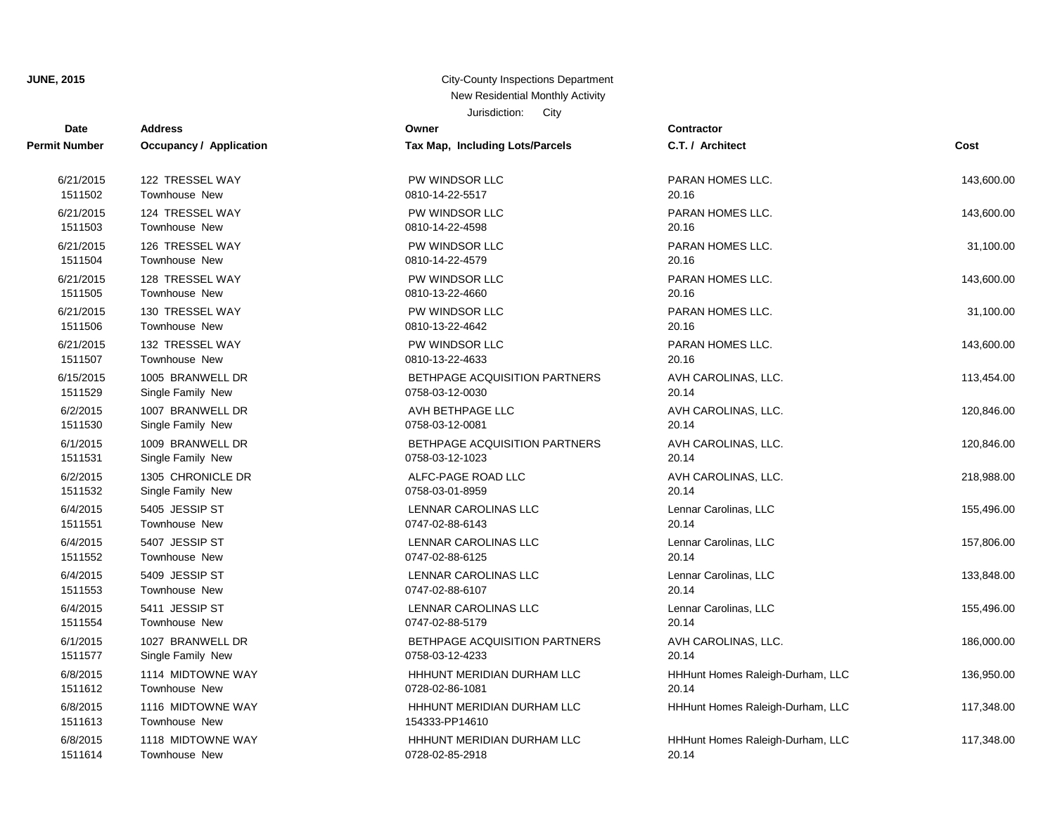**JUNE, 2015**

City-County Inspections Department
New Residential Monthly Activity
Jurisdiction: City

| Date / Permit Number | Address / Occupancy / Application | Owner / Tax Map, Including Lots/Parcels | Contractor / C.T. / Architect | Cost |
|---|---|---|---|---|
| 6/21/2015<br>1511502 | 122 TRESSEL WAY<br>Townhouse New | PW WINDSOR LLC<br>0810-14-22-5517 | PARAN HOMES LLC.<br>20.16 | 143,600.00 |
| 6/21/2015<br>1511503 | 124 TRESSEL WAY<br>Townhouse New | PW WINDSOR LLC<br>0810-14-22-4598 | PARAN HOMES LLC.<br>20.16 | 143,600.00 |
| 6/21/2015<br>1511504 | 126 TRESSEL WAY<br>Townhouse New | PW WINDSOR LLC<br>0810-14-22-4579 | PARAN HOMES LLC.<br>20.16 | 31,100.00 |
| 6/21/2015<br>1511505 | 128 TRESSEL WAY<br>Townhouse New | PW WINDSOR LLC<br>0810-13-22-4660 | PARAN HOMES LLC.<br>20.16 | 143,600.00 |
| 6/21/2015<br>1511506 | 130 TRESSEL WAY<br>Townhouse New | PW WINDSOR LLC<br>0810-13-22-4642 | PARAN HOMES LLC.<br>20.16 | 31,100.00 |
| 6/21/2015<br>1511507 | 132 TRESSEL WAY<br>Townhouse New | PW WINDSOR LLC<br>0810-13-22-4633 | PARAN HOMES LLC.<br>20.16 | 143,600.00 |
| 6/15/2015<br>1511529 | 1005 BRANWELL DR<br>Single Family New | BETHPAGE ACQUISITION PARTNERS<br>0758-03-12-0030 | AVH CAROLINAS, LLC.<br>20.14 | 113,454.00 |
| 6/2/2015<br>1511530 | 1007 BRANWELL DR<br>Single Family New | AVH BETHPAGE LLC<br>0758-03-12-0081 | AVH CAROLINAS, LLC.<br>20.14 | 120,846.00 |
| 6/1/2015<br>1511531 | 1009 BRANWELL DR<br>Single Family New | BETHPAGE ACQUISITION PARTNERS<br>0758-03-12-1023 | AVH CAROLINAS, LLC.<br>20.14 | 120,846.00 |
| 6/2/2015<br>1511532 | 1305 CHRONICLE DR<br>Single Family New | ALFC-PAGE ROAD LLC<br>0758-03-01-8959 | AVH CAROLINAS, LLC.<br>20.14 | 218,988.00 |
| 6/4/2015<br>1511551 | 5405 JESSIP ST<br>Townhouse New | LENNAR CAROLINAS LLC<br>0747-02-88-6143 | Lennar Carolinas, LLC<br>20.14 | 155,496.00 |
| 6/4/2015<br>1511552 | 5407 JESSIP ST<br>Townhouse New | LENNAR CAROLINAS LLC<br>0747-02-88-6125 | Lennar Carolinas, LLC<br>20.14 | 157,806.00 |
| 6/4/2015<br>1511553 | 5409 JESSIP ST<br>Townhouse New | LENNAR CAROLINAS LLC<br>0747-02-88-6107 | Lennar Carolinas, LLC<br>20.14 | 133,848.00 |
| 6/4/2015<br>1511554 | 5411 JESSIP ST<br>Townhouse New | LENNAR CAROLINAS LLC<br>0747-02-88-5179 | Lennar Carolinas, LLC<br>20.14 | 155,496.00 |
| 6/1/2015<br>1511577 | 1027 BRANWELL DR<br>Single Family New | BETHPAGE ACQUISITION PARTNERS<br>0758-03-12-4233 | AVH CAROLINAS, LLC.<br>20.14 | 186,000.00 |
| 6/8/2015<br>1511612 | 1114 MIDTOWNE WAY<br>Townhouse New | HHHUNT MERIDIAN DURHAM LLC<br>0728-02-86-1081 | HHHunt Homes Raleigh-Durham, LLC<br>20.14 | 136,950.00 |
| 6/8/2015<br>1511613 | 1116 MIDTOWNE WAY<br>Townhouse New | HHHUNT MERIDIAN DURHAM LLC<br>154333-PP14610 | HHHunt Homes Raleigh-Durham, LLC | 117,348.00 |
| 6/8/2015<br>1511614 | 1118 MIDTOWNE WAY<br>Townhouse New | HHHUNT MERIDIAN DURHAM LLC<br>0728-02-85-2918 | HHHunt Homes Raleigh-Durham, LLC<br>20.14 | 117,348.00 |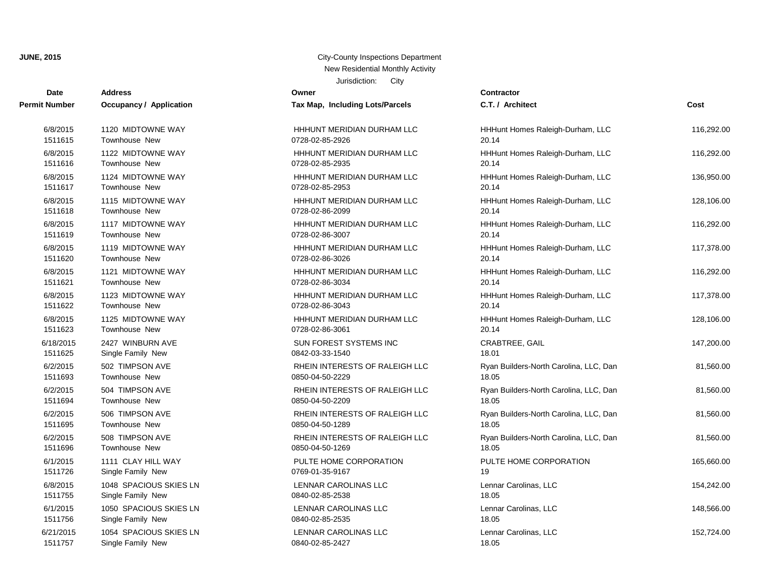**JUNE, 2015**

City-County Inspections Department
New Residential Monthly Activity
Jurisdiction: City

| Date / Permit Number | Address / Occupancy / Application | Owner / Tax Map, Including Lots/Parcels | Contractor / C.T. / Architect | Cost |
|---|---|---|---|---|
| 6/8/2015<br>1511615 | 1120 MIDTOWNE WAY<br>Townhouse New | HHHUNT MERIDIAN DURHAM LLC<br>0728-02-85-2926 | HHHunt Homes Raleigh-Durham, LLC<br>20.14 | 116,292.00 |
| 6/8/2015<br>1511616 | 1122 MIDTOWNE WAY<br>Townhouse New | HHHUNT MERIDIAN DURHAM LLC<br>0728-02-85-2935 | HHHunt Homes Raleigh-Durham, LLC<br>20.14 | 116,292.00 |
| 6/8/2015<br>1511617 | 1124 MIDTOWNE WAY<br>Townhouse New | HHHUNT MERIDIAN DURHAM LLC<br>0728-02-85-2953 | HHHunt Homes Raleigh-Durham, LLC<br>20.14 | 136,950.00 |
| 6/8/2015<br>1511618 | 1115 MIDTOWNE WAY<br>Townhouse New | HHHUNT MERIDIAN DURHAM LLC<br>0728-02-86-2099 | HHHunt Homes Raleigh-Durham, LLC<br>20.14 | 128,106.00 |
| 6/8/2015<br>1511619 | 1117 MIDTOWNE WAY<br>Townhouse New | HHHUNT MERIDIAN DURHAM LLC<br>0728-02-86-3007 | HHHunt Homes Raleigh-Durham, LLC<br>20.14 | 116,292.00 |
| 6/8/2015<br>1511620 | 1119 MIDTOWNE WAY<br>Townhouse New | HHHUNT MERIDIAN DURHAM LLC<br>0728-02-86-3026 | HHHunt Homes Raleigh-Durham, LLC<br>20.14 | 117,378.00 |
| 6/8/2015<br>1511621 | 1121 MIDTOWNE WAY<br>Townhouse New | HHHUNT MERIDIAN DURHAM LLC<br>0728-02-86-3034 | HHHunt Homes Raleigh-Durham, LLC<br>20.14 | 116,292.00 |
| 6/8/2015<br>1511622 | 1123 MIDTOWNE WAY<br>Townhouse New | HHHUNT MERIDIAN DURHAM LLC<br>0728-02-86-3043 | HHHunt Homes Raleigh-Durham, LLC<br>20.14 | 117,378.00 |
| 6/8/2015<br>1511623 | 1125 MIDTOWNE WAY<br>Townhouse New | HHHUNT MERIDIAN DURHAM LLC<br>0728-02-86-3061 | HHHunt Homes Raleigh-Durham, LLC<br>20.14 | 128,106.00 |
| 6/18/2015<br>1511625 | 2427 WINBURN AVE<br>Single Family New | SUN FOREST SYSTEMS INC<br>0842-03-33-1540 | CRABTREE, GAIL<br>18.01 | 147,200.00 |
| 6/2/2015<br>1511693 | 502 TIMPSON AVE<br>Townhouse New | RHEIN INTERESTS OF RALEIGH LLC<br>0850-04-50-2229 | Ryan Builders-North Carolina, LLC, Dan<br>18.05 | 81,560.00 |
| 6/2/2015<br>1511694 | 504 TIMPSON AVE<br>Townhouse New | RHEIN INTERESTS OF RALEIGH LLC<br>0850-04-50-2209 | Ryan Builders-North Carolina, LLC, Dan<br>18.05 | 81,560.00 |
| 6/2/2015<br>1511695 | 506 TIMPSON AVE<br>Townhouse New | RHEIN INTERESTS OF RALEIGH LLC<br>0850-04-50-1289 | Ryan Builders-North Carolina, LLC, Dan<br>18.05 | 81,560.00 |
| 6/2/2015<br>1511696 | 508 TIMPSON AVE<br>Townhouse New | RHEIN INTERESTS OF RALEIGH LLC<br>0850-04-50-1269 | Ryan Builders-North Carolina, LLC, Dan<br>18.05 | 81,560.00 |
| 6/1/2015<br>1511726 | 1111 CLAY HILL WAY<br>Single Family New | PULTE HOME CORPORATION<br>0769-01-35-9167 | PULTE HOME CORPORATION<br>19 | 165,660.00 |
| 6/8/2015<br>1511755 | 1048 SPACIOUS SKIES LN<br>Single Family New | LENNAR CAROLINAS LLC<br>0840-02-85-2538 | Lennar Carolinas, LLC<br>18.05 | 154,242.00 |
| 6/1/2015<br>1511756 | 1050 SPACIOUS SKIES LN<br>Single Family New | LENNAR CAROLINAS LLC<br>0840-02-85-2535 | Lennar Carolinas, LLC<br>18.05 | 148,566.00 |
| 6/21/2015<br>1511757 | 1054 SPACIOUS SKIES LN<br>Single Family New | LENNAR CAROLINAS LLC<br>0840-02-85-2427 | Lennar Carolinas, LLC<br>18.05 | 152,724.00 |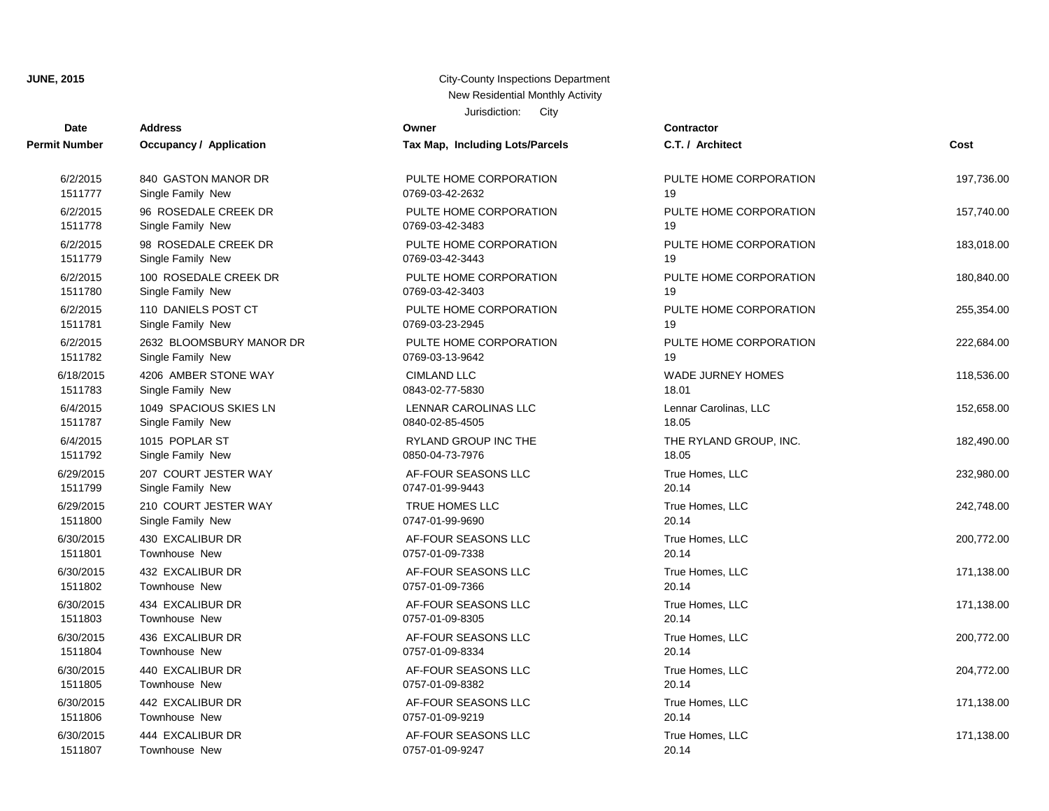**JUNE, 2015**

City-County Inspections Department
New Residential Monthly Activity
Jurisdiction: City

| Date / Permit Number | Address / Occupancy / Application | Owner / Tax Map, Including Lots/Parcels | Contractor / C.T. / Architect | Cost |
|---|---|---|---|---|
| 6/2/2015<br>1511777 | 840 GASTON MANOR DR<br>Single Family New | PULTE HOME CORPORATION<br>0769-03-42-2632 | PULTE HOME CORPORATION<br>19 | 197,736.00 |
| 6/2/2015<br>1511778 | 96 ROSEDALE CREEK DR<br>Single Family New | PULTE HOME CORPORATION<br>0769-03-42-3483 | PULTE HOME CORPORATION<br>19 | 157,740.00 |
| 6/2/2015<br>1511779 | 98 ROSEDALE CREEK DR<br>Single Family New | PULTE HOME CORPORATION<br>0769-03-42-3443 | PULTE HOME CORPORATION<br>19 | 183,018.00 |
| 6/2/2015<br>1511780 | 100 ROSEDALE CREEK DR<br>Single Family New | PULTE HOME CORPORATION<br>0769-03-42-3403 | PULTE HOME CORPORATION<br>19 | 180,840.00 |
| 6/2/2015<br>1511781 | 110 DANIELS POST CT<br>Single Family New | PULTE HOME CORPORATION<br>0769-03-23-2945 | PULTE HOME CORPORATION<br>19 | 255,354.00 |
| 6/2/2015<br>1511782 | 2632 BLOOMSBURY MANOR DR<br>Single Family New | PULTE HOME CORPORATION<br>0769-03-13-9642 | PULTE HOME CORPORATION<br>19 | 222,684.00 |
| 6/18/2015<br>1511783 | 4206 AMBER STONE WAY<br>Single Family New | CIMLAND LLC<br>0843-02-77-5830 | WADE JURNEY HOMES<br>18.01 | 118,536.00 |
| 6/4/2015<br>1511787 | 1049 SPACIOUS SKIES LN<br>Single Family New | LENNAR CAROLINAS LLC<br>0840-02-85-4505 | Lennar Carolinas, LLC<br>18.05 | 152,658.00 |
| 6/4/2015<br>1511792 | 1015 POPLAR ST<br>Single Family New | RYLAND GROUP INC THE<br>0850-04-73-7976 | THE RYLAND GROUP, INC.<br>18.05 | 182,490.00 |
| 6/29/2015<br>1511799 | 207 COURT JESTER WAY<br>Single Family New | AF-FOUR SEASONS LLC<br>0747-01-99-9443 | True Homes, LLC<br>20.14 | 232,980.00 |
| 6/29/2015<br>1511800 | 210 COURT JESTER WAY<br>Single Family New | TRUE HOMES LLC<br>0747-01-99-9690 | True Homes, LLC<br>20.14 | 242,748.00 |
| 6/30/2015<br>1511801 | 430 EXCALIBUR DR<br>Townhouse New | AF-FOUR SEASONS LLC<br>0757-01-09-7338 | True Homes, LLC<br>20.14 | 200,772.00 |
| 6/30/2015<br>1511802 | 432 EXCALIBUR DR<br>Townhouse New | AF-FOUR SEASONS LLC<br>0757-01-09-7366 | True Homes, LLC<br>20.14 | 171,138.00 |
| 6/30/2015<br>1511803 | 434 EXCALIBUR DR<br>Townhouse New | AF-FOUR SEASONS LLC<br>0757-01-09-8305 | True Homes, LLC<br>20.14 | 171,138.00 |
| 6/30/2015<br>1511804 | 436 EXCALIBUR DR<br>Townhouse New | AF-FOUR SEASONS LLC<br>0757-01-09-8334 | True Homes, LLC<br>20.14 | 200,772.00 |
| 6/30/2015<br>1511805 | 440 EXCALIBUR DR<br>Townhouse New | AF-FOUR SEASONS LLC<br>0757-01-09-8382 | True Homes, LLC<br>20.14 | 204,772.00 |
| 6/30/2015<br>1511806 | 442 EXCALIBUR DR<br>Townhouse New | AF-FOUR SEASONS LLC<br>0757-01-09-9219 | True Homes, LLC<br>20.14 | 171,138.00 |
| 6/30/2015<br>1511807 | 444 EXCALIBUR DR<br>Townhouse New | AF-FOUR SEASONS LLC<br>0757-01-09-9247 | True Homes, LLC<br>20.14 | 171,138.00 |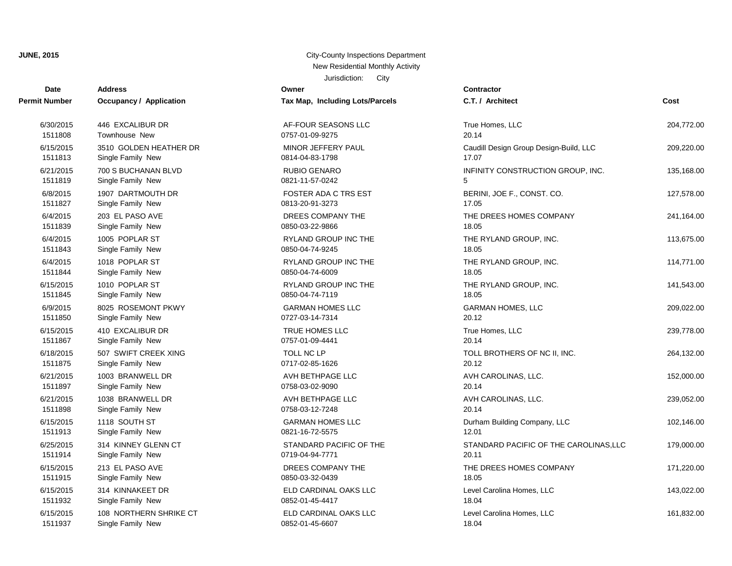**JUNE, 2015**

City-County Inspections Department
New Residential Monthly Activity
Jurisdiction: City

| Date<br>Permit Number | Address<br>Occupancy / Application | Owner<br>Tax Map, Including Lots/Parcels | Contractor<br>C.T. / Architect | Cost |
|---|---|---|---|---|
| 6/30/2015<br>1511808 | 446 EXCALIBUR DR<br>Townhouse New | AF-FOUR SEASONS LLC<br>0757-01-09-9275 | True Homes, LLC<br>20.14 | 204,772.00 |
| 6/15/2015<br>1511813 | 3510 GOLDEN HEATHER DR<br>Single Family New | MINOR JEFFERY PAUL<br>0814-04-83-1798 | Caudill Design Group Design-Build, LLC<br>17.07 | 209,220.00 |
| 6/21/2015<br>1511819 | 700 S BUCHANAN BLVD<br>Single Family New | RUBIO GENARO<br>0821-11-57-0242 | INFINITY CONSTRUCTION GROUP, INC.<br>5 | 135,168.00 |
| 6/8/2015<br>1511827 | 1907 DARTMOUTH DR<br>Single Family New | FOSTER ADA C TRS EST<br>0813-20-91-3273 | BERINI, JOE F., CONST. CO.<br>17.05 | 127,578.00 |
| 6/4/2015<br>1511839 | 203 EL PASO AVE<br>Single Family New | DREES COMPANY THE<br>0850-03-22-9866 | THE DREES HOMES COMPANY<br>18.05 | 241,164.00 |
| 6/4/2015<br>1511843 | 1005 POPLAR ST<br>Single Family New | RYLAND GROUP INC THE<br>0850-04-74-9245 | THE RYLAND GROUP, INC.<br>18.05 | 113,675.00 |
| 6/4/2015<br>1511844 | 1018 POPLAR ST<br>Single Family New | RYLAND GROUP INC THE<br>0850-04-74-6009 | THE RYLAND GROUP, INC.<br>18.05 | 114,771.00 |
| 6/15/2015<br>1511845 | 1010 POPLAR ST<br>Single Family New | RYLAND GROUP INC THE<br>0850-04-74-7119 | THE RYLAND GROUP, INC.<br>18.05 | 141,543.00 |
| 6/9/2015<br>1511850 | 8025 ROSEMONT PKWY<br>Single Family New | GARMAN HOMES LLC<br>0727-03-14-7314 | GARMAN HOMES, LLC<br>20.12 | 209,022.00 |
| 6/15/2015<br>1511867 | 410 EXCALIBUR DR<br>Single Family New | TRUE HOMES LLC<br>0757-01-09-4441 | True Homes, LLC<br>20.14 | 239,778.00 |
| 6/18/2015<br>1511875 | 507 SWIFT CREEK XING<br>Single Family New | TOLL NC LP<br>0717-02-85-1626 | TOLL BROTHERS OF NC II, INC.<br>20.12 | 264,132.00 |
| 6/21/2015<br>1511897 | 1003 BRANWELL DR<br>Single Family New | AVH BETHPAGE LLC<br>0758-03-02-9090 | AVH CAROLINAS, LLC.<br>20.14 | 152,000.00 |
| 6/21/2015<br>1511898 | 1038 BRANWELL DR<br>Single Family New | AVH BETHPAGE LLC<br>0758-03-12-7248 | AVH CAROLINAS, LLC.<br>20.14 | 239,052.00 |
| 6/15/2015<br>1511913 | 1118 SOUTH ST<br>Single Family New | GARMAN HOMES LLC<br>0821-16-72-5575 | Durham Building Company, LLC<br>12.01 | 102,146.00 |
| 6/25/2015<br>1511914 | 314 KINNEY GLENN CT<br>Single Family New | STANDARD PACIFIC OF THE<br>0719-04-94-7771 | STANDARD PACIFIC OF THE CAROLINAS,LLC<br>20.11 | 179,000.00 |
| 6/15/2015<br>1511915 | 213 EL PASO AVE<br>Single Family New | DREES COMPANY THE<br>0850-03-32-0439 | THE DREES HOMES COMPANY<br>18.05 | 171,220.00 |
| 6/15/2015<br>1511932 | 314 KINNAKEET DR<br>Single Family New | ELD CARDINAL OAKS LLC<br>0852-01-45-4417 | Level Carolina Homes, LLC<br>18.04 | 143,022.00 |
| 6/15/2015<br>1511937 | 108 NORTHERN SHRIKE CT<br>Single Family New | ELD CARDINAL OAKS LLC<br>0852-01-45-6607 | Level Carolina Homes, LLC<br>18.04 | 161,832.00 |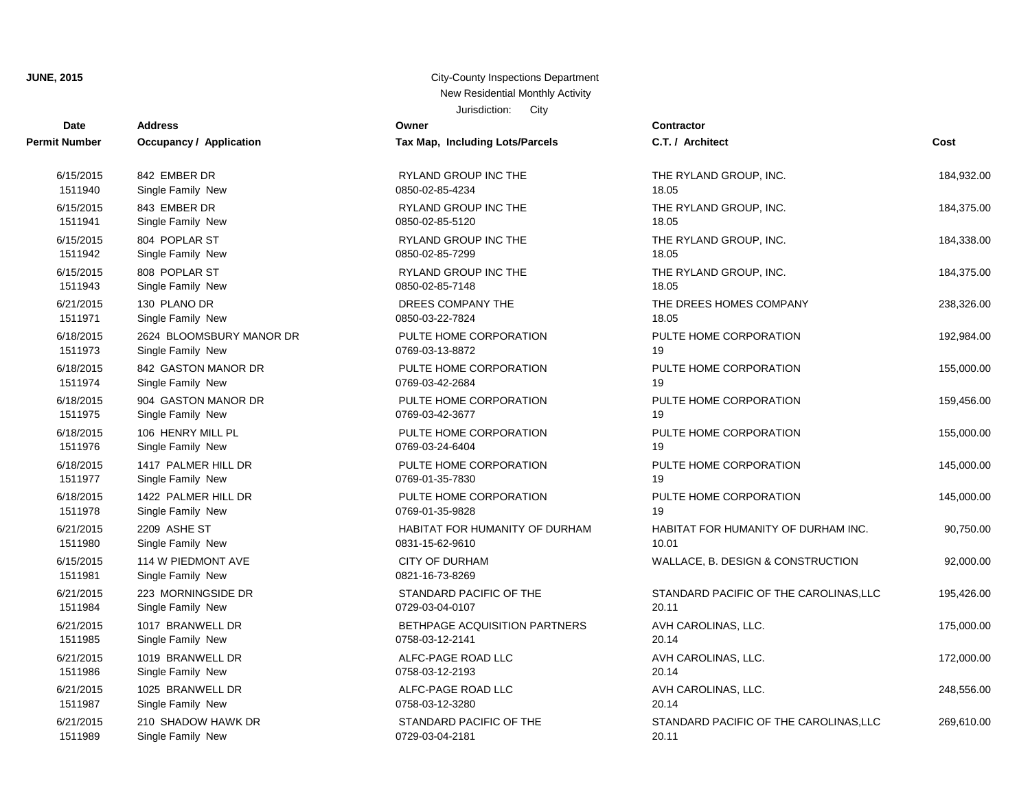**JUNE, 2015**

City-County Inspections Department

New Residential Monthly Activity

Jurisdiction: City

| Date / Permit Number | Address / Occupancy / Application | Owner / Tax Map, Including Lots/Parcels | Contractor / C.T. / Architect | Cost |
|---|---|---|---|---|
| 6/15/2015<br>1511940 | 842 EMBER DR<br>Single Family New | RYLAND GROUP INC THE<br>0850-02-85-4234 | THE RYLAND GROUP, INC.<br>18.05 | 184,932.00 |
| 6/15/2015<br>1511941 | 843 EMBER DR<br>Single Family New | RYLAND GROUP INC THE<br>0850-02-85-5120 | THE RYLAND GROUP, INC.<br>18.05 | 184,375.00 |
| 6/15/2015<br>1511942 | 804 POPLAR ST<br>Single Family New | RYLAND GROUP INC THE<br>0850-02-85-7299 | THE RYLAND GROUP, INC.<br>18.05 | 184,338.00 |
| 6/15/2015<br>1511943 | 808 POPLAR ST<br>Single Family New | RYLAND GROUP INC THE<br>0850-02-85-7148 | THE RYLAND GROUP, INC.<br>18.05 | 184,375.00 |
| 6/21/2015<br>1511971 | 130 PLANO DR<br>Single Family New | DREES COMPANY THE<br>0850-03-22-7824 | THE DREES HOMES COMPANY<br>18.05 | 238,326.00 |
| 6/18/2015<br>1511973 | 2624 BLOOMSBURY MANOR DR<br>Single Family New | PULTE HOME CORPORATION<br>0769-03-13-8872 | PULTE HOME CORPORATION<br>19 | 192,984.00 |
| 6/18/2015<br>1511974 | 842 GASTON MANOR DR<br>Single Family New | PULTE HOME CORPORATION<br>0769-03-42-2684 | PULTE HOME CORPORATION<br>19 | 155,000.00 |
| 6/18/2015<br>1511975 | 904 GASTON MANOR DR<br>Single Family New | PULTE HOME CORPORATION<br>0769-03-42-3677 | PULTE HOME CORPORATION<br>19 | 159,456.00 |
| 6/18/2015<br>1511976 | 106 HENRY MILL PL<br>Single Family New | PULTE HOME CORPORATION<br>0769-03-24-6404 | PULTE HOME CORPORATION<br>19 | 155,000.00 |
| 6/18/2015<br>1511977 | 1417 PALMER HILL DR<br>Single Family New | PULTE HOME CORPORATION<br>0769-01-35-7830 | PULTE HOME CORPORATION<br>19 | 145,000.00 |
| 6/18/2015<br>1511978 | 1422 PALMER HILL DR<br>Single Family New | PULTE HOME CORPORATION<br>0769-01-35-9828 | PULTE HOME CORPORATION<br>19 | 145,000.00 |
| 6/21/2015<br>1511980 | 2209 ASHE ST<br>Single Family New | HABITAT FOR HUMANITY OF DURHAM<br>0831-15-62-9610 | HABITAT FOR HUMANITY OF DURHAM INC.<br>10.01 | 90,750.00 |
| 6/15/2015<br>1511981 | 114 W PIEDMONT AVE<br>Single Family New | CITY OF DURHAM<br>0821-16-73-8269 | WALLACE, B. DESIGN & CONSTRUCTION | 92,000.00 |
| 6/21/2015<br>1511984 | 223 MORNINGSIDE DR<br>Single Family New | STANDARD PACIFIC OF THE<br>0729-03-04-0107 | STANDARD PACIFIC OF THE CAROLINAS,LLC<br>20.11 | 195,426.00 |
| 6/21/2015<br>1511985 | 1017 BRANWELL DR<br>Single Family New | BETHPAGE ACQUISITION PARTNERS<br>0758-03-12-2141 | AVH CAROLINAS, LLC.<br>20.14 | 175,000.00 |
| 6/21/2015<br>1511986 | 1019 BRANWELL DR<br>Single Family New | ALFC-PAGE ROAD LLC<br>0758-03-12-2193 | AVH CAROLINAS, LLC.<br>20.14 | 172,000.00 |
| 6/21/2015<br>1511987 | 1025 BRANWELL DR<br>Single Family New | ALFC-PAGE ROAD LLC<br>0758-03-12-3280 | AVH CAROLINAS, LLC.<br>20.14 | 248,556.00 |
| 6/21/2015<br>1511989 | 210 SHADOW HAWK DR<br>Single Family New | STANDARD PACIFIC OF THE<br>0729-03-04-2181 | STANDARD PACIFIC OF THE CAROLINAS,LLC<br>20.11 | 269,610.00 |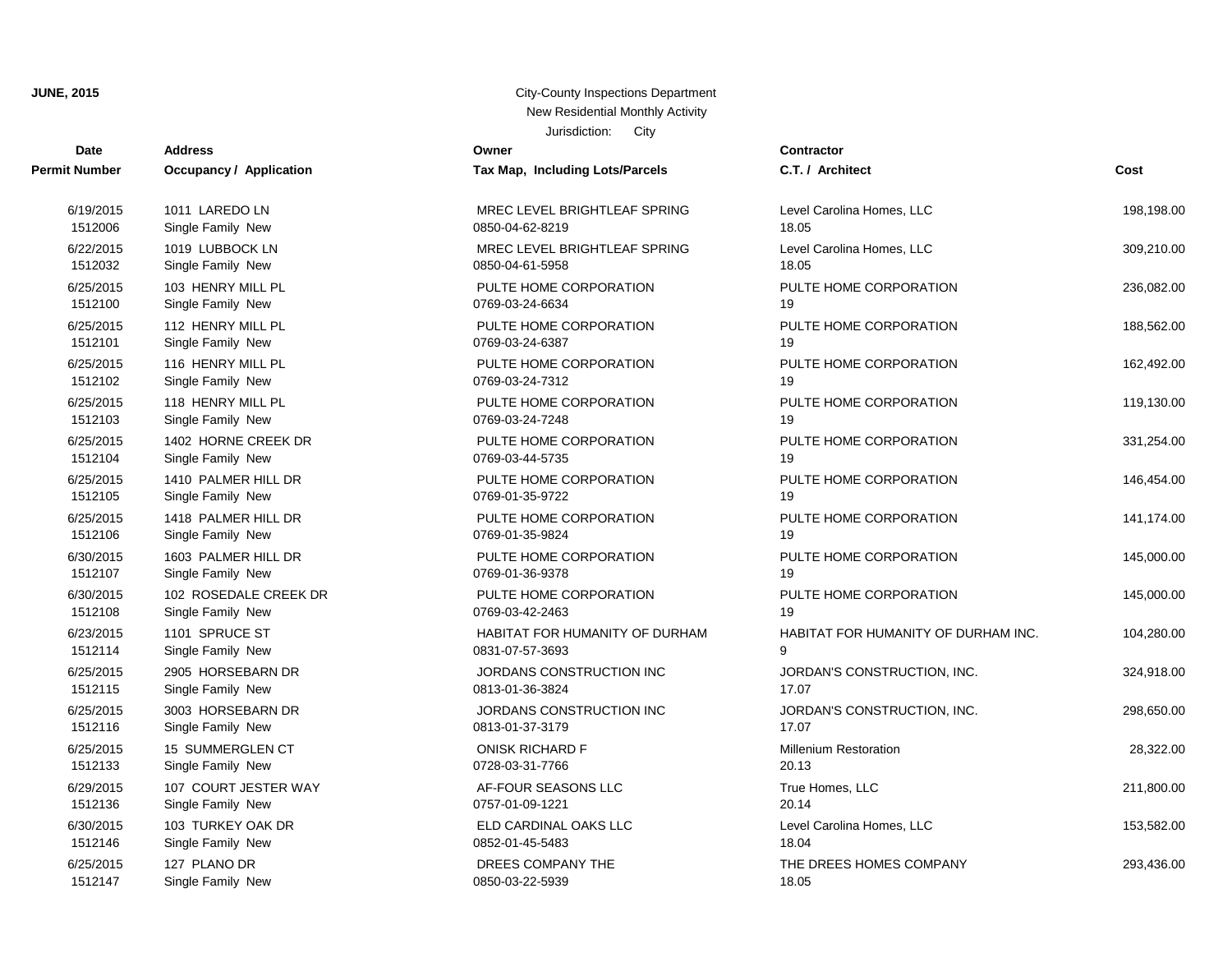**JUNE, 2015**

City-County Inspections Department
New Residential Monthly Activity
Jurisdiction: City

| Date / Permit Number | Address / Occupancy / Application | Owner / Tax Map, Including Lots/Parcels | Contractor / C.T. / Architect | Cost |
|---|---|---|---|---|
| 6/19/2015<br>1512006 | 1011 LAREDO LN<br>Single Family New | MREC LEVEL BRIGHTLEAF SPRING<br>0850-04-62-8219 | Level Carolina Homes, LLC<br>18.05 | 198,198.00 |
| 6/22/2015<br>1512032 | 1019 LUBBOCK LN<br>Single Family New | MREC LEVEL BRIGHTLEAF SPRING<br>0850-04-61-5958 | Level Carolina Homes, LLC<br>18.05 | 309,210.00 |
| 6/25/2015<br>1512100 | 103 HENRY MILL PL<br>Single Family New | PULTE HOME CORPORATION<br>0769-03-24-6634 | PULTE HOME CORPORATION<br>19 | 236,082.00 |
| 6/25/2015<br>1512101 | 112 HENRY MILL PL<br>Single Family New | PULTE HOME CORPORATION<br>0769-03-24-6387 | PULTE HOME CORPORATION<br>19 | 188,562.00 |
| 6/25/2015<br>1512102 | 116 HENRY MILL PL<br>Single Family New | PULTE HOME CORPORATION<br>0769-03-24-7312 | PULTE HOME CORPORATION<br>19 | 162,492.00 |
| 6/25/2015<br>1512103 | 118 HENRY MILL PL<br>Single Family New | PULTE HOME CORPORATION<br>0769-03-24-7248 | PULTE HOME CORPORATION<br>19 | 119,130.00 |
| 6/25/2015<br>1512104 | 1402 HORNE CREEK DR<br>Single Family New | PULTE HOME CORPORATION<br>0769-03-44-5735 | PULTE HOME CORPORATION<br>19 | 331,254.00 |
| 6/25/2015<br>1512105 | 1410 PALMER HILL DR<br>Single Family New | PULTE HOME CORPORATION<br>0769-01-35-9722 | PULTE HOME CORPORATION<br>19 | 146,454.00 |
| 6/25/2015<br>1512106 | 1418 PALMER HILL DR<br>Single Family New | PULTE HOME CORPORATION<br>0769-01-35-9824 | PULTE HOME CORPORATION<br>19 | 141,174.00 |
| 6/30/2015<br>1512107 | 1603 PALMER HILL DR<br>Single Family New | PULTE HOME CORPORATION<br>0769-01-36-9378 | PULTE HOME CORPORATION<br>19 | 145,000.00 |
| 6/30/2015<br>1512108 | 102 ROSEDALE CREEK DR<br>Single Family New | PULTE HOME CORPORATION<br>0769-03-42-2463 | PULTE HOME CORPORATION<br>19 | 145,000.00 |
| 6/23/2015<br>1512114 | 1101 SPRUCE ST<br>Single Family New | HABITAT FOR HUMANITY OF DURHAM<br>0831-07-57-3693 | HABITAT FOR HUMANITY OF DURHAM INC.<br>9 | 104,280.00 |
| 6/25/2015<br>1512115 | 2905 HORSEBARN DR<br>Single Family New | JORDANS CONSTRUCTION INC<br>0813-01-36-3824 | JORDAN'S CONSTRUCTION, INC.<br>17.07 | 324,918.00 |
| 6/25/2015<br>1512116 | 3003 HORSEBARN DR<br>Single Family New | JORDANS CONSTRUCTION INC<br>0813-01-37-3179 | JORDAN'S CONSTRUCTION, INC.<br>17.07 | 298,650.00 |
| 6/25/2015<br>1512133 | 15 SUMMERGLEN CT<br>Single Family New | ONISK RICHARD F<br>0728-03-31-7766 | Millenium Restoration<br>20.13 | 28,322.00 |
| 6/29/2015<br>1512136 | 107 COURT JESTER WAY<br>Single Family New | AF-FOUR SEASONS LLC<br>0757-01-09-1221 | True Homes, LLC<br>20.14 | 211,800.00 |
| 6/30/2015<br>1512146 | 103 TURKEY OAK DR<br>Single Family New | ELD CARDINAL OAKS LLC<br>0852-01-45-5483 | Level Carolina Homes, LLC<br>18.04 | 153,582.00 |
| 6/25/2015<br>1512147 | 127 PLANO DR<br>Single Family New | DREES COMPANY THE<br>0850-03-22-5939 | THE DREES HOMES COMPANY<br>18.05 | 293,436.00 |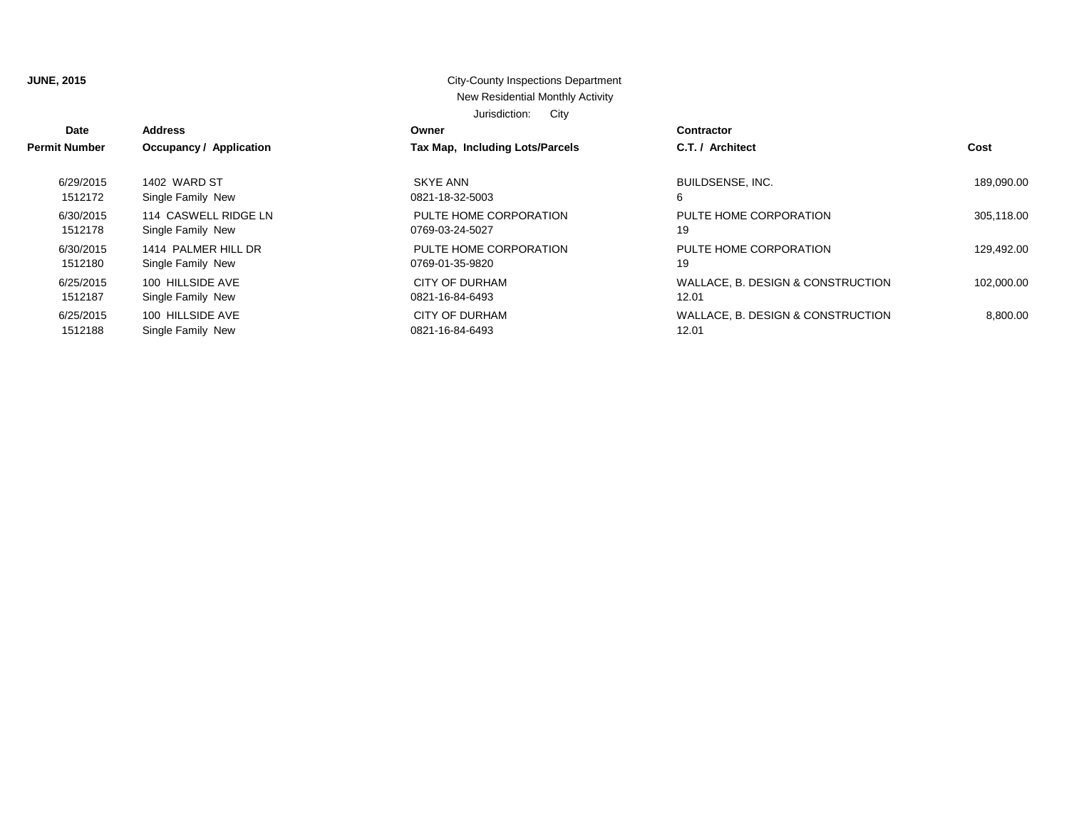**JUNE, 2015**

City-County Inspections Department
New Residential Monthly Activity
Jurisdiction: City

| Date<br>Permit Number | Address<br>Occupancy / Application | Owner<br>Tax Map, Including Lots/Parcels | Contractor<br>C.T. / Architect | Cost |
|---|---|---|---|---|
| 6/29/2015<br>1512172 | 1402 WARD ST<br>Single Family New | SKYE ANN<br>0821-18-32-5003 | BUILDSENSE, INC.<br>6 | 189,090.00 |
| 6/30/2015<br>1512178 | 114 CASWELL RIDGE LN<br>Single Family New | PULTE HOME CORPORATION<br>0769-03-24-5027 | PULTE HOME CORPORATION<br>19 | 305,118.00 |
| 6/30/2015<br>1512180 | 1414 PALMER HILL DR<br>Single Family New | PULTE HOME CORPORATION<br>0769-01-35-9820 | PULTE HOME CORPORATION<br>19 | 129,492.00 |
| 6/25/2015<br>1512187 | 100 HILLSIDE AVE<br>Single Family New | CITY OF DURHAM<br>0821-16-84-6493 | WALLACE, B. DESIGN & CONSTRUCTION<br>12.01 | 102,000.00 |
| 6/25/2015<br>1512188 | 100 HILLSIDE AVE<br>Single Family New | CITY OF DURHAM<br>0821-16-84-6493 | WALLACE, B. DESIGN & CONSTRUCTION<br>12.01 | 8,800.00 |